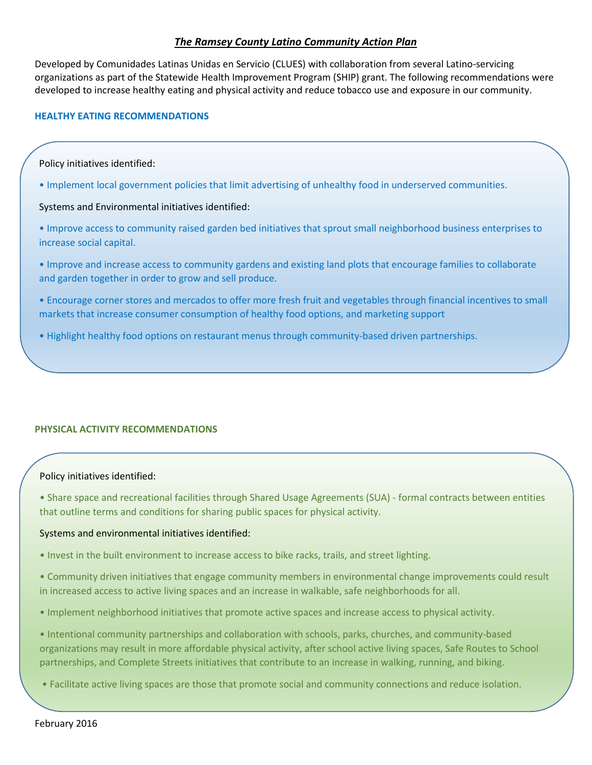# *The Ramsey County Latino Community Action Plan*

Developed by Comunidades Latinas Unidas en Servicio (CLUES) with collaboration from several Latino-servicing organizations as part of the Statewide Health Improvement Program (SHIP) grant. The following recommendations were developed to increase healthy eating and physical activity and reduce tobacco use and exposure in our community.

## HEALTHY EATING RECOMMENDATIONS

Policy initiatives identified:

- Implement local government policies that limit advertising of unhealthy food in underserved communities.

Systems and Environmental initiatives identified:

- Improve access to community raised garden bed initiatives that sprout small neighborhood business enterprises to increase social capital.
- Improve and increase access to community gardens and existing land plots that encourage families to collaborate and garden together in order to grow and sell produce.
- Encourage corner stores and mercados to offer more fresh fruit and vegetables through financial incentives to small markets that increase consumer consumption of healthy food options, and marketing support
- Highlight healthy food options on restaurant menus through community-based driven partnerships.

## PHYSICAL ACTIVITY RECOMMENDATIONS

Policy initiatives identified:

- Share space and recreational facilities through Shared Usage Agreements (SUA) - formal contracts between entities that outline terms and conditions for sharing public spaces for physical activity.

Systems and environmental initiatives identified:

- Invest in the built environment to increase access to bike racks, trails, and street lighting.
- Community driven initiatives that engage community members in environmental change improvements could result in increased access to active living spaces and an increase in walkable, safe neighborhoods for all.
- Implement neighborhood initiatives that promote active spaces and increase access to physical activity.
- Intentional community partnerships and collaboration with schools, parks, churches, and community-based organizations may result in more affordable physical activity, after school active living spaces, Safe Routes to School partnerships, and Complete Streets initiatives that contribute to an increase in walking, running, and biking.
- Facilitate active living spaces are those that promote social and community connections and reduce isolation.

February 2016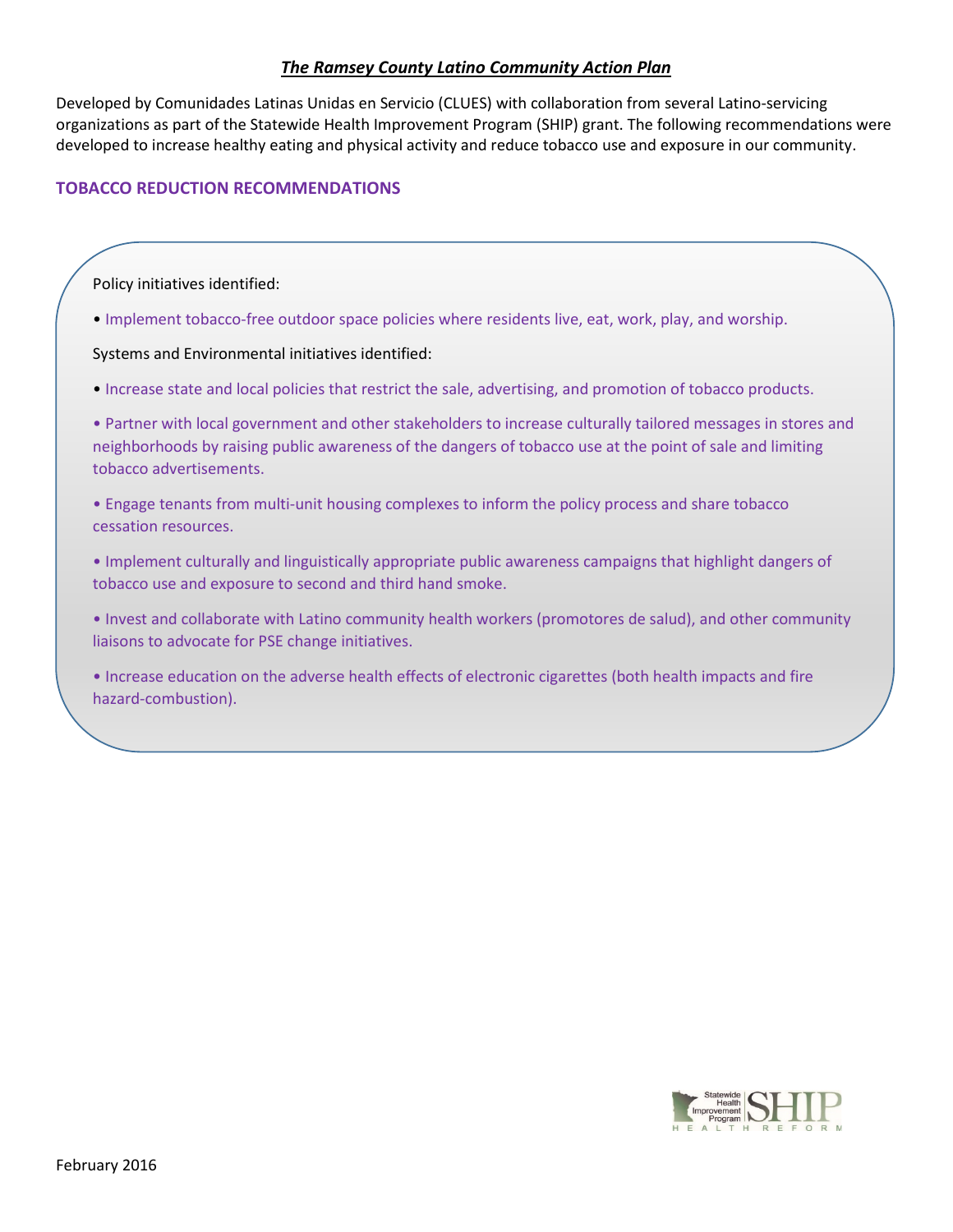***The Ramsey County Latino Community Action Plan***

Developed by Comunidades Latinas Unidas en Servicio (CLUES) with collaboration from several Latino-servicing organizations as part of the Statewide Health Improvement Program (SHIP) grant. The following recommendations were developed to increase healthy eating and physical activity and reduce tobacco use and exposure in our community.

## TOBACCO REDUCTION RECOMMENDATIONS

Policy initiatives identified:

- Implement tobacco-free outdoor space policies where residents live, eat, work, play, and worship.

Systems and Environmental initiatives identified:

- Increase state and local policies that restrict the sale, advertising, and promotion of tobacco products.
- Partner with local government and other stakeholders to increase culturally tailored messages in stores and neighborhoods by raising public awareness of the dangers of tobacco use at the point of sale and limiting tobacco advertisements.
- Engage tenants from multi-unit housing complexes to inform the policy process and share tobacco cessation resources.
- Implement culturally and linguistically appropriate public awareness campaigns that highlight dangers of tobacco use and exposure to second and third hand smoke.
- Invest and collaborate with Latino community health workers (promotores de salud), and other community liaisons to advocate for PSE change initiatives.
- Increase education on the adverse health effects of electronic cigarettes (both health impacts and fire hazard-combustion).

February 2016